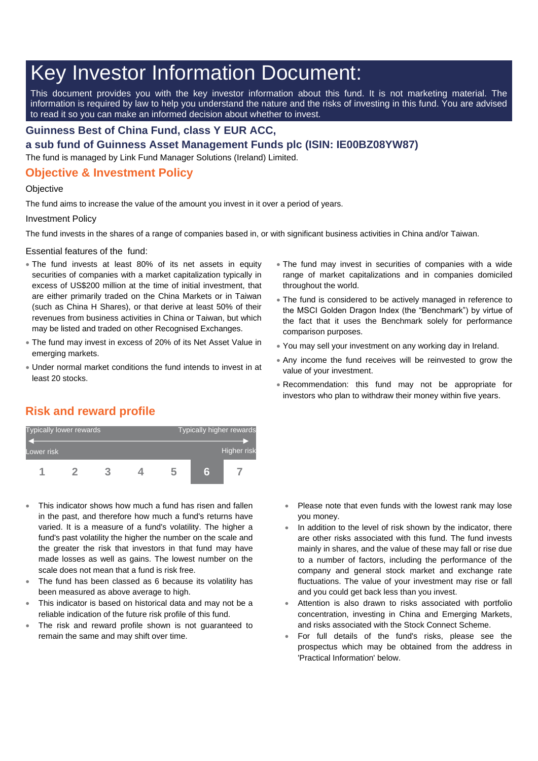# Key Investor Information Document:

This document provides you with the key investor information about this fund. It is not marketing material. The information is required by law to help you understand the nature and the risks of investing in this fund. You are advised to read it so you can make an informed decision about whether to invest.

## Guinness Best of China Fund, class Y EUR ACC,

## a sub fund of Guinness Asset Management Funds plc (ISIN: IE00BZ08YW87)

The fund is managed by Link Fund Manager Solutions (Ireland) Limited.

## Objective & Investment Policy

Objective

The fund aims to increase the value of the amount you invest in it over a period of years.

Investment Policy

The fund invests in the shares of a range of companies based in, or with significant business activities in China and/or Taiwan.

Essential features of the fund:

- The fund invests at least 80% of its net assets in equity securities of companies with a market capitalization typically in excess of US$200 million at the time of initial investment, that are either primarily traded on the China Markets or in Taiwan (such as China H Shares), or that derive at least 50% of their revenues from business activities in China or Taiwan, but which may be listed and traded on other Recognised Exchanges.
- The fund may invest in excess of 20% of its Net Asset Value in emerging markets.
- Under normal market conditions the fund intends to invest in at least 20 stocks.
- The fund may invest in securities of companies with a wide range of market capitalizations and in companies domiciled throughout the world.
- The fund is considered to be actively managed in reference to the MSCI Golden Dragon Index (the "Benchmark") by virtue of the fact that it uses the Benchmark solely for performance comparison purposes.
- You may sell your investment on any working day in Ireland.
- Any income the fund receives will be reinvested to grow the value of your investment.
- Recommendation: this fund may not be appropriate for investors who plan to withdraw their money within five years.

## Risk and reward profile

| Typically lower rewards | | | | | | Typically higher rewards |
|---|---|---|---|---|---|---|
| Lower risk | | | | | | Higher risk |
| 1 | 2 | 3 | 4 | 5 | **6** | 7 |

- This indicator shows how much a fund has risen and fallen in the past, and therefore how much a fund's returns have varied. It is a measure of a fund's volatility. The higher a fund's past volatility the higher the number on the scale and the greater the risk that investors in that fund may have made losses as well as gains. The lowest number on the scale does not mean that a fund is risk free.
- The fund has been classed as 6 because its volatility has been measured as above average to high.
- This indicator is based on historical data and may not be a reliable indication of the future risk profile of this fund.
- The risk and reward profile shown is not guaranteed to remain the same and may shift over time.
- Please note that even funds with the lowest rank may lose you money.
- In addition to the level of risk shown by the indicator, there are other risks associated with this fund. The fund invests mainly in shares, and the value of these may fall or rise due to a number of factors, including the performance of the company and general stock market and exchange rate fluctuations. The value of your investment may rise or fall and you could get back less than you invest.
- Attention is also drawn to risks associated with portfolio concentration, investing in China and Emerging Markets, and risks associated with the Stock Connect Scheme.
- For full details of the fund's risks, please see the prospectus which may be obtained from the address in 'Practical Information' below.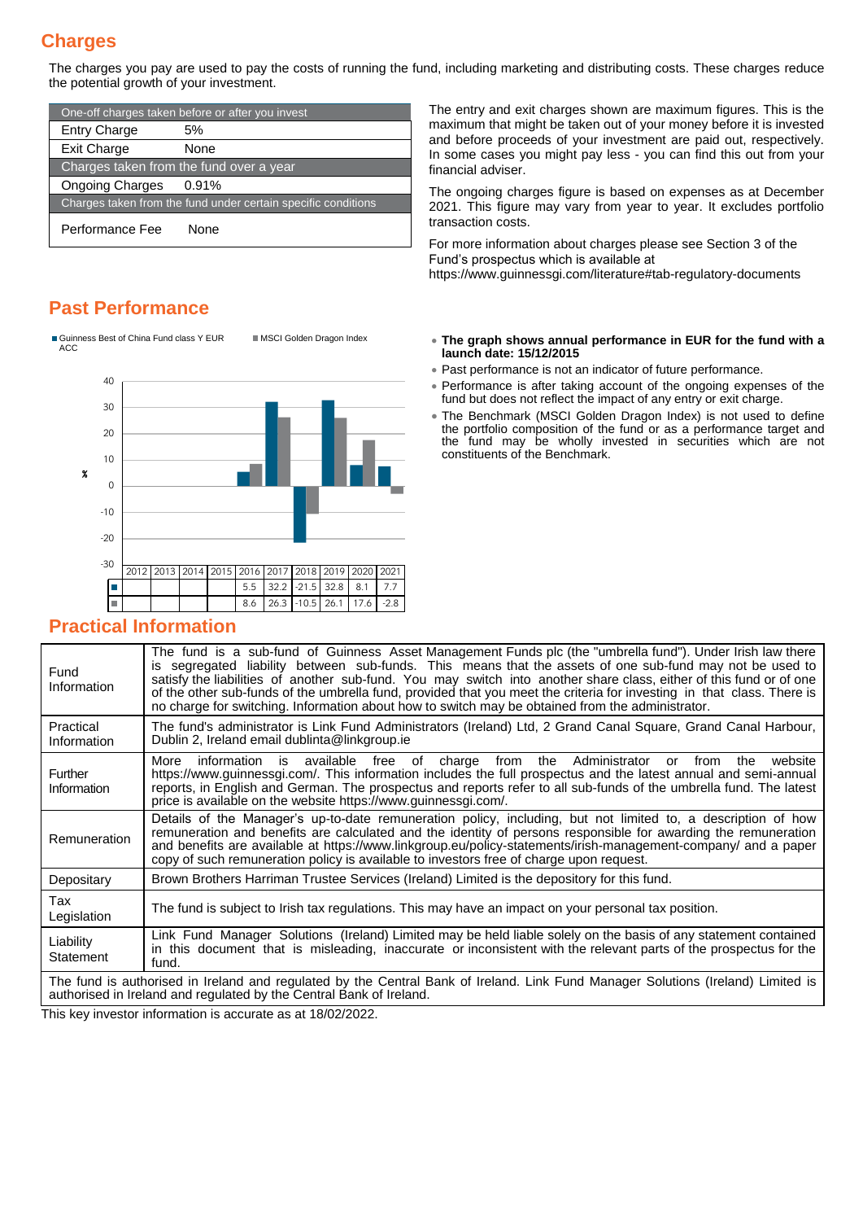## Charges

The charges you pay are used to pay the costs of running the fund, including marketing and distributing costs. These charges reduce the potential growth of your investment.

| One-off charges taken before or after you invest | |
|---|---|
| Entry Charge | 5% |
| Exit Charge | None |
| **Charges taken from the fund over a year** | |
| Ongoing Charges | 0.91% |
| **Charges taken from the fund under certain specific conditions** | |
| Performance Fee | None |

The entry and exit charges shown are maximum figures. This is the maximum that might be taken out of your money before it is invested and before proceeds of your investment are paid out, respectively. In some cases you might pay less - you can find this out from your financial adviser.

The ongoing charges figure is based on expenses as at December 2021. This figure may vary from year to year. It excludes portfolio transaction costs.

For more information about charges please see Section 3 of the Fund's prospectus which is available at https://www.guinnessgi.com/literature#tab-regulatory-documents

## Past Performance

Guinness Best of China Fund class Y EUR ACC
MSCI Golden Dragon Index

%
40
30
20
10
0
-10
-20
-30

2012 2013 2014 2015 2016 2017 2018 2019 2020 2021
5.5 32.2 -21.5 32.8 8.1 7.7
8.6 26.3 -10.5 26.1 17.6 -2.8

- **The graph shows annual performance in EUR for the fund with a launch date: 15/12/2015**
- Past performance is not an indicator of future performance.
- Performance is after taking account of the ongoing expenses of the fund but does not reflect the impact of any entry or exit charge.
- The Benchmark (MSCI Golden Dragon Index) is not used to define the portfolio composition of the fund or as a performance target and the fund may be wholly invested in securities which are not constituents of the Benchmark.

## Practical Information

| | |
|---|---|
| Fund Information | The fund is a sub-fund of Guinness Asset Management Funds plc (the "umbrella fund"). Under Irish law there is segregated liability between sub-funds. This means that the assets of one sub-fund may not be used to satisfy the liabilities of another sub-fund. You may switch into another share class, either of this fund or of one of the other sub-funds of the umbrella fund, provided that you meet the criteria for investing in that class. There is no charge for switching. Information about how to switch may be obtained from the administrator. |
| Practical Information | The fund's administrator is Link Fund Administrators (Ireland) Ltd, 2 Grand Canal Square, Grand Canal Harbour, Dublin 2, Ireland email dublinta@linkgroup.ie |
| Further Information | More information is available free of charge from the Administrator or from the website https://www.guinnessgi.com/. This information includes the full prospectus and the latest annual and semi-annual reports, in English and German. The prospectus and reports refer to all sub-funds of the umbrella fund. The latest price is available on the website https://www.guinnessgi.com/. |
| Remuneration | Details of the Manager's up-to-date remuneration policy, including, but not limited to, a description of how remuneration and benefits are calculated and the identity of persons responsible for awarding the remuneration and benefits are available at https://www.linkgroup.eu/policy-statements/irish-management-company/ and a paper copy of such remuneration policy is available to investors free of charge upon request. |
| Depositary | Brown Brothers Harriman Trustee Services (Ireland) Limited is the depository for this fund. |
| Tax Legislation | The fund is subject to Irish tax regulations. This may have an impact on your personal tax position. |
| Liability Statement | Link Fund Manager Solutions (Ireland) Limited may be held liable solely on the basis of any statement contained in this document that is misleading, inaccurate or inconsistent with the relevant parts of the prospectus for the fund. |

The fund is authorised in Ireland and regulated by the Central Bank of Ireland. Link Fund Manager Solutions (Ireland) Limited is authorised in Ireland and regulated by the Central Bank of Ireland.

This key investor information is accurate as at 18/02/2022.